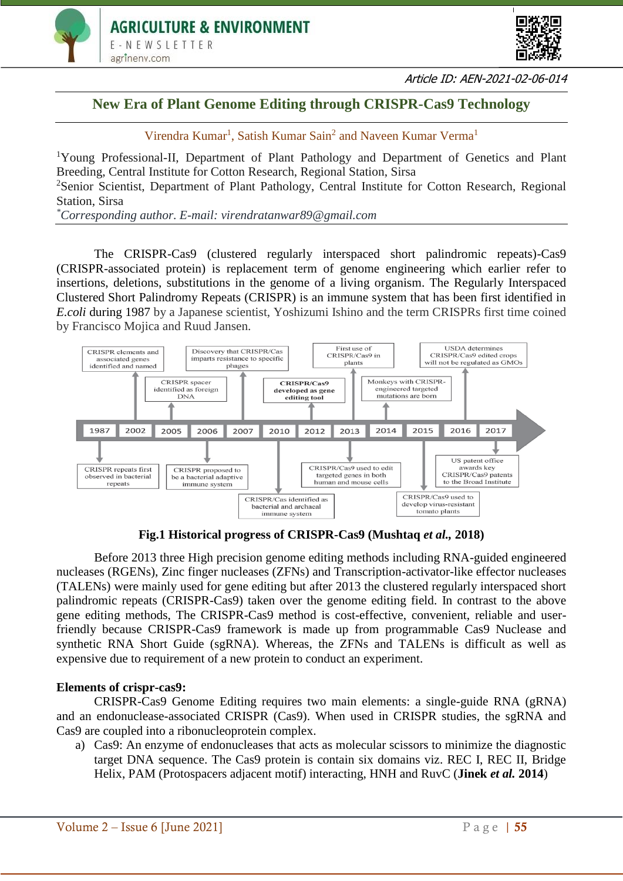Article ID: AEN-2021-02-06-014

# New Era of Plant Genome Editing through CRISPR-Cas9 Technology

Virendra Kumar[1], Satish Kumar Sain[2] and Naveen Kumar Verma[1]

[1]Young Professional-II, Department of Plant Pathology and Department of Genetics and Plant Breeding, Central Institute for Cotton Research, Regional Station, Sirsa

[2]Senior Scientist, Department of Plant Pathology, Central Institute for Cotton Research, Regional Station, Sirsa

*[*]Corresponding author. E-mail: virendratanwar89@gmail.com*

The CRISPR-Cas9 (clustered regularly interspaced short palindromic repeats)-Cas9 (CRISPR-associated protein) is replacement term of genome engineering which earlier refer to insertions, deletions, substitutions in the genome of a living organism. The Regularly Interspaced Clustered Short Palindromy Repeats (CRISPR) is an immune system that has been first identified in *E.coli* during 1987 by a Japanese scientist, Yoshizumi Ishino and the term CRISPRs first time coined by Francisco Mojica and Ruud Jansen.

**Fig.1 Historical progress of CRISPR-Cas9 (Mushtaq *et al.*, 2018)**

Before 2013 three High precision genome editing methods including RNA-guided engineered nucleases (RGENs), Zinc finger nucleases (ZFNs) and Transcription-activator-like effector nucleases (TALENs) were mainly used for gene editing but after 2013 the clustered regularly interspaced short palindromic repeats (CRISPR-Cas9) taken over the genome editing field. In contrast to the above gene editing methods, The CRISPR-Cas9 method is cost-effective, convenient, reliable and user-friendly because CRISPR-Cas9 framework is made up from programmable Cas9 Nuclease and synthetic RNA Short Guide (sgRNA). Whereas, the ZFNs and TALENs is difficult as well as expensive due to requirement of a new protein to conduct an experiment.

**Elements of crispr-cas9:**

CRISPR-Cas9 Genome Editing requires two main elements: a single-guide RNA (gRNA) and an endonuclease-associated CRISPR (Cas9). When used in CRISPR studies, the sgRNA and Cas9 are coupled into a ribonucleoprotein complex.

a) Cas9: An enzyme of endonucleases that acts as molecular scissors to minimize the diagnostic target DNA sequence. The Cas9 protein is contain six domains viz. REC I, REC II, Bridge Helix, PAM (Protospacers adjacent motif) interacting, HNH and RuvC (**Jinek *et al.* 2014**)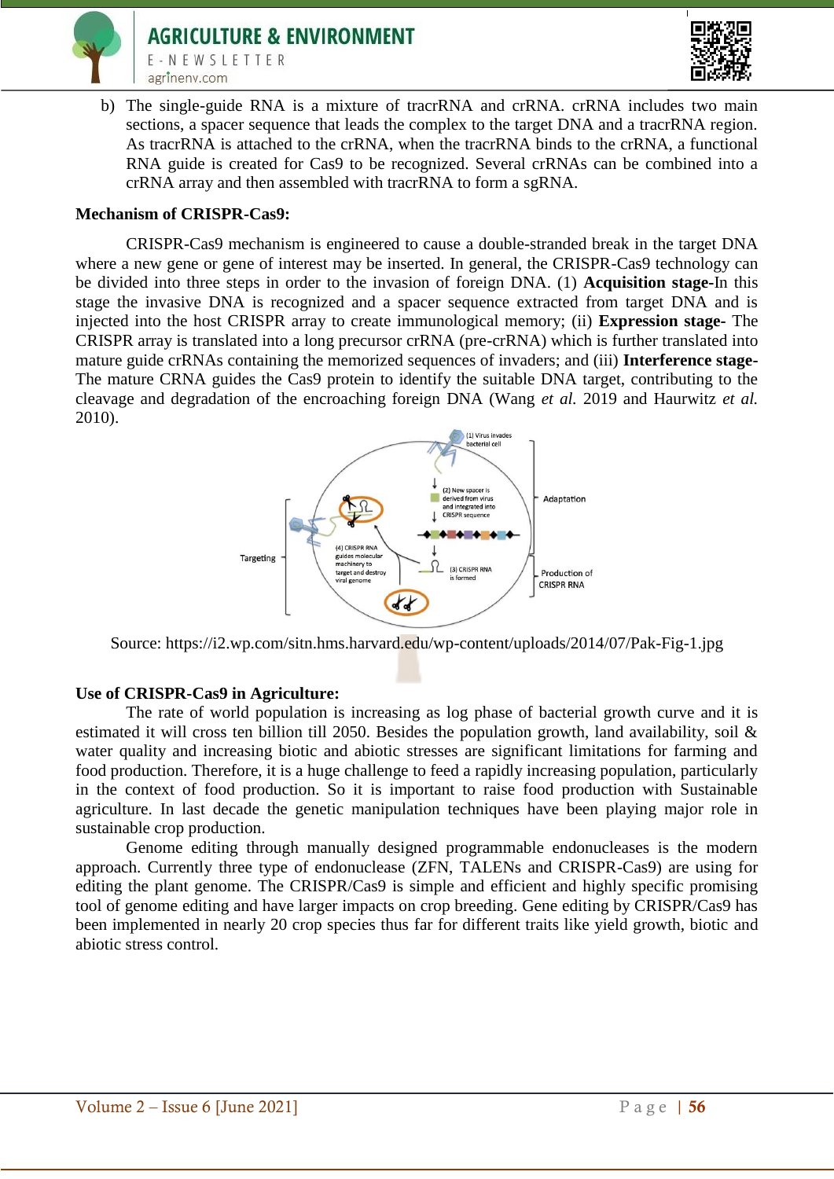b) The single-guide RNA is a mixture of tracrRNA and crRNA. crRNA includes two main sections, a spacer sequence that leads the complex to the target DNA and a tracrRNA region. As tracrRNA is attached to the crRNA, when the tracrRNA binds to the crRNA, a functional RNA guide is created for Cas9 to be recognized. Several crRNAs can be combined into a crRNA array and then assembled with tracrRNA to form a sgRNA.

**Mechanism of CRISPR-Cas9:**

CRISPR-Cas9 mechanism is engineered to cause a double-stranded break in the target DNA where a new gene or gene of interest may be inserted. In general, the CRISPR-Cas9 technology can be divided into three steps in order to the invasion of foreign DNA. (1) **Acquisition stage**-In this stage the invasive DNA is recognized and a spacer sequence extracted from target DNA and is injected into the host CRISPR array to create immunological memory; (ii) **Expression stage**- The CRISPR array is translated into a long precursor crRNA (pre-crRNA) which is further translated into mature guide crRNAs containing the memorized sequences of invaders; and (iii) **Interference stage**- The mature CRNA guides the Cas9 protein to identify the suitable DNA target, contributing to the cleavage and degradation of the encroaching foreign DNA (Wang *et al.* 2019 and Haurwitz *et al.* 2010).

Source: https://i2.wp.com/sitn.hms.harvard.edu/wp-content/uploads/2014/07/Pak-Fig-1.jpg

**Use of CRISPR-Cas9 in Agriculture:**

The rate of world population is increasing as log phase of bacterial growth curve and it is estimated it will cross ten billion till 2050. Besides the population growth, land availability, soil & water quality and increasing biotic and abiotic stresses are significant limitations for farming and food production. Therefore, it is a huge challenge to feed a rapidly increasing population, particularly in the context of food production. So it is important to raise food production with Sustainable agriculture. In last decade the genetic manipulation techniques have been playing major role in sustainable crop production.

Genome editing through manually designed programmable endonucleases is the modern approach. Currently three type of endonuclease (ZFN, TALENs and CRISPR-Cas9) are using for editing the plant genome. The CRISPR/Cas9 is simple and efficient and highly specific promising tool of genome editing and have larger impacts on crop breeding. Gene editing by CRISPR/Cas9 has been implemented in nearly 20 crop species thus far for different traits like yield growth, biotic and abiotic stress control.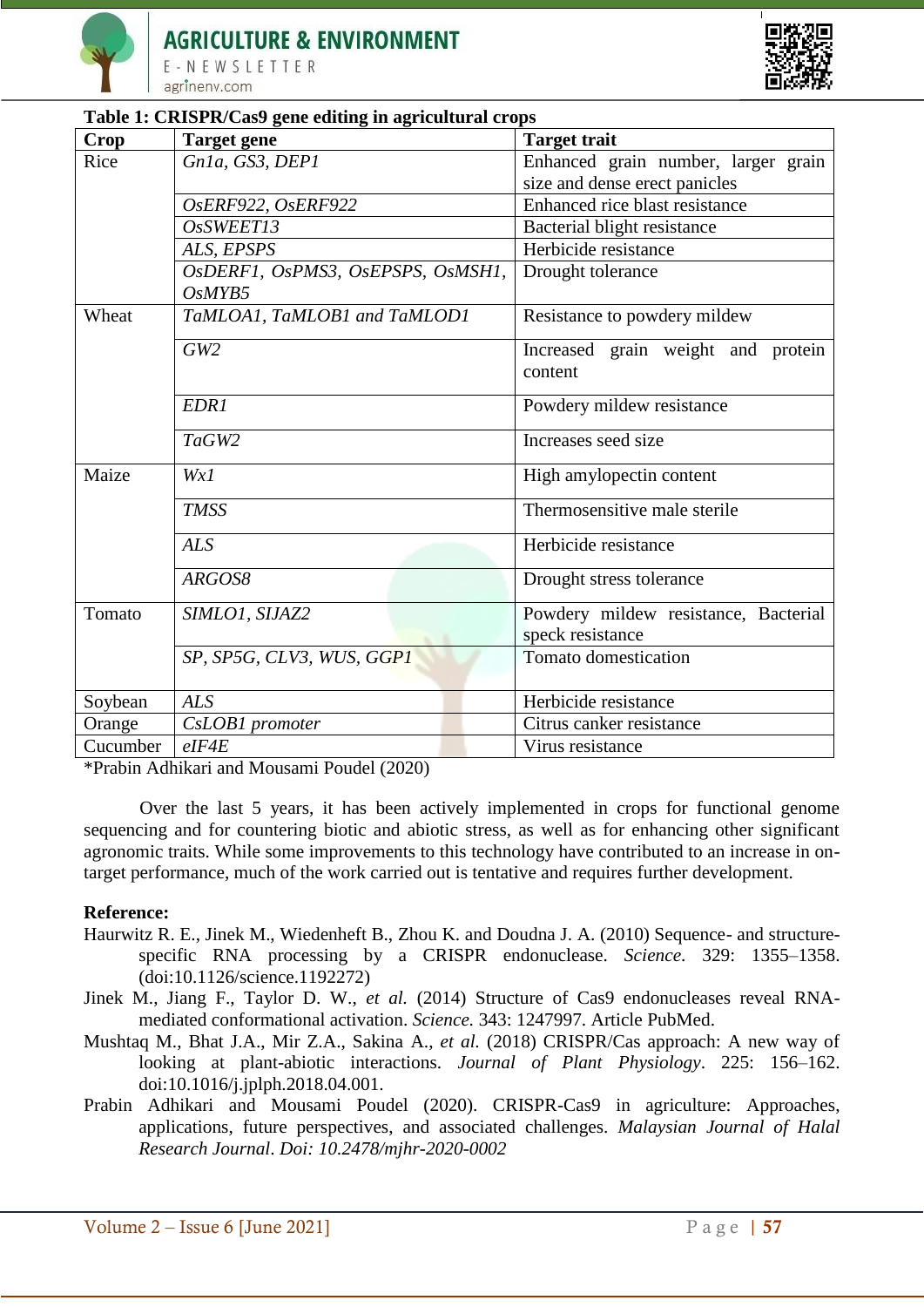**Table 1: CRISPR/Cas9 gene editing in agricultural crops**

| Crop | Target gene | Target trait |
|---|---|---|
| Rice | *Gn1a, GS3, DEP1* | Enhanced grain number, larger grain size and dense erect panicles |
| | *OsERF922, OsERF922* | Enhanced rice blast resistance |
| | *OsSWEET13* | Bacterial blight resistance |
| | *ALS, EPSPS* | Herbicide resistance |
| | *OsDERF1, OsPMS3, OsEPSPS, OsMSH1, OsMYB5* | Drought tolerance |
| Wheat | *TaMLOA1, TaMLOB1 and TaMLOD1* | Resistance to powdery mildew |
| | *GW2* | Increased grain weight and protein content |
| | *EDR1* | Powdery mildew resistance |
| | *TaGW2* | Increases seed size |
| Maize | *Wx1* | High amylopectin content |
| | *TMSS* | Thermosensitive male sterile |
| | *ALS* | Herbicide resistance |
| | *ARGOS8* | Drought stress tolerance |
| Tomato | *SIMLO1, SIJAZ2* | Powdery mildew resistance, Bacterial speck resistance |
| | *SP, SP5G, CLV3, WUS, GGP1* | Tomato domestication |
| Soybean | *ALS* | Herbicide resistance |
| Orange | *CsLOB1 promoter* | Citrus canker resistance |
| Cucumber | *eIF4E* | Virus resistance |

*Prabin Adhikari and Mousami Poudel (2020)

Over the last 5 years, it has been actively implemented in crops for functional genome sequencing and for countering biotic and abiotic stress, as well as for enhancing other significant agronomic traits. While some improvements to this technology have contributed to an increase in on-target performance, much of the work carried out is tentative and requires further development.

**Reference:**

Haurwitz R. E., Jinek M., Wiedenheft B., Zhou K. and Doudna J. A. (2010) Sequence- and structure-specific RNA processing by a CRISPR endonuclease. *Science.* 329: 1355–1358. (doi:10.1126/science.1192272)

Jinek M., Jiang F., Taylor D. W., *et al.* (2014) Structure of Cas9 endonucleases reveal RNA-mediated conformational activation. *Science.* 343: 1247997. Article PubMed.

Mushtaq M., Bhat J.A., Mir Z.A., Sakina A., *et al.* (2018) CRISPR/Cas approach: A new way of looking at plant-abiotic interactions. *Journal of Plant Physiology*. 225: 156–162. doi:10.1016/j.jplph.2018.04.001.

Prabin Adhikari and Mousami Poudel (2020). CRISPR-Cas9 in agriculture: Approaches, applications, future perspectives, and associated challenges. *Malaysian Journal of Halal Research Journal. Doi: 10.2478/mjhr-2020-0002*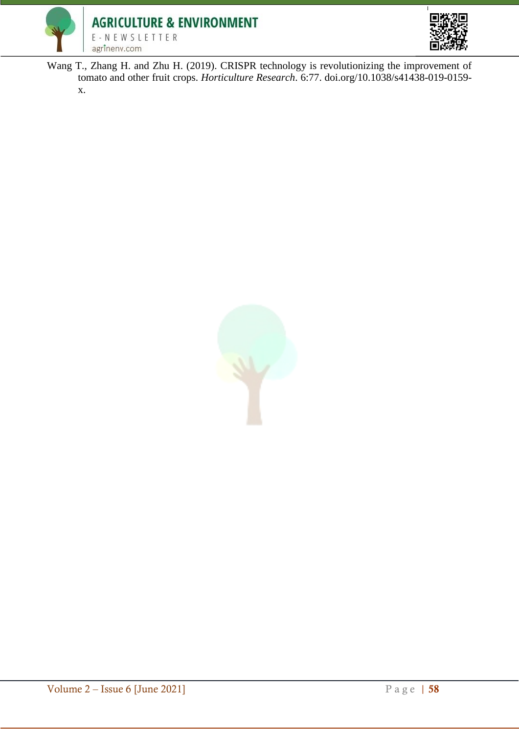Wang T., Zhang H. and Zhu H. (2019). CRISPR technology is revolutionizing the improvement of tomato and other fruit crops. *Horticulture Research*. 6:77. doi.org/10.1038/s41438-019-0159-x.